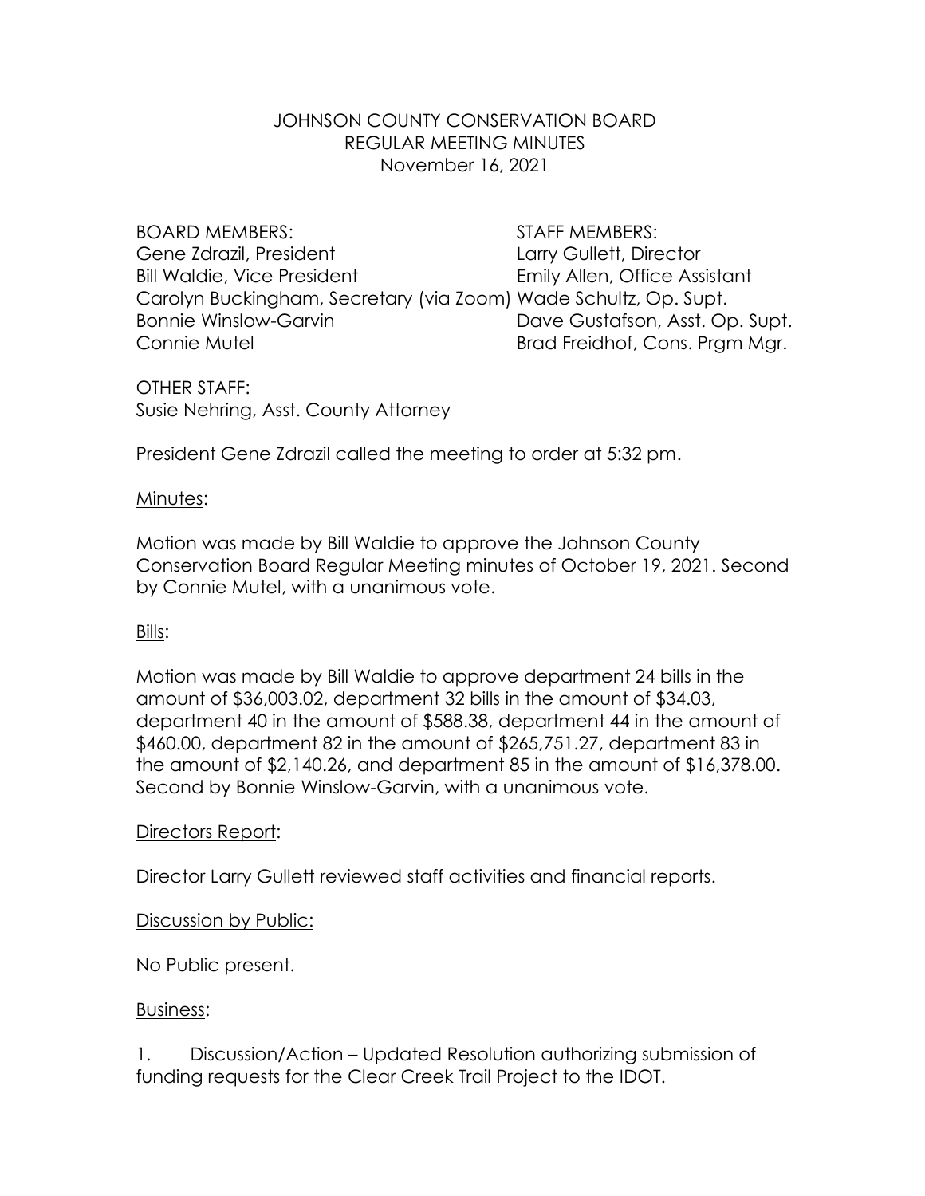JOHNSON COUNTY CONSERVATION BOARD
REGULAR MEETING MINUTES
November 16, 2021

| BOARD MEMBERS: | STAFF MEMBERS: |
| --- | --- |
| Gene Zdrazil, President | Larry Gullett, Director |
| Bill Waldie, Vice President | Emily Allen, Office Assistant |
| Carolyn Buckingham, Secretary (via Zoom) | Wade Schultz, Op. Supt. |
| Bonnie Winslow-Garvin | Dave Gustafson, Asst. Op. Supt. |
| Connie Mutel | Brad Freidhof, Cons. Prgm Mgr. |

OTHER STAFF:
Susie Nehring, Asst. County Attorney

President Gene Zdrazil called the meeting to order at 5:32 pm.

Minutes:

Motion was made by Bill Waldie to approve the Johnson County Conservation Board Regular Meeting minutes of October 19, 2021. Second by Connie Mutel, with a unanimous vote.

Bills:

Motion was made by Bill Waldie to approve department 24 bills in the amount of $36,003.02, department 32 bills in the amount of $34.03, department 40 in the amount of $588.38, department 44 in the amount of $460.00, department 82 in the amount of $265,751.27, department 83 in the amount of $2,140.26, and department 85 in the amount of $16,378.00. Second by Bonnie Winslow-Garvin, with a unanimous vote.

Directors Report:

Director Larry Gullett reviewed staff activities and financial reports.

Discussion by Public:

No Public present.

Business:

1. Discussion/Action – Updated Resolution authorizing submission of funding requests for the Clear Creek Trail Project to the IDOT.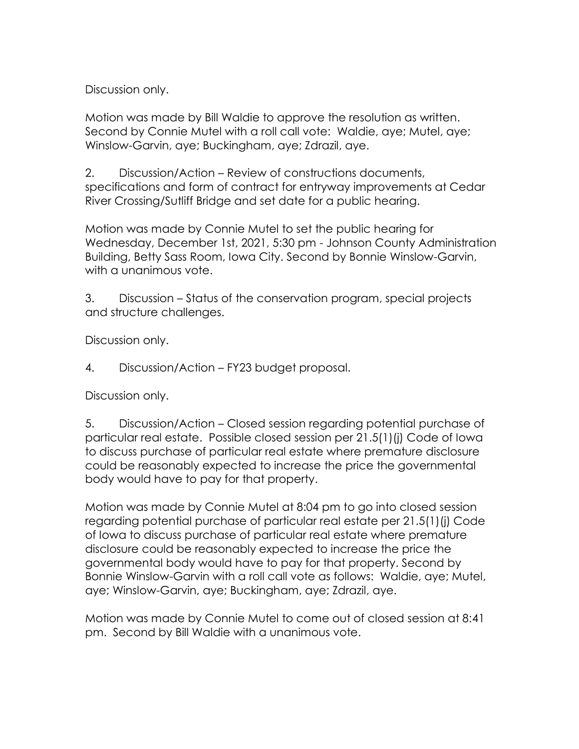Discussion only.

Motion was made by Bill Waldie to approve the resolution as written. Second by Connie Mutel with a roll call vote: Waldie, aye; Mutel, aye; Winslow-Garvin, aye; Buckingham, aye; Zdrazil, aye.

2. Discussion/Action – Review of constructions documents, specifications and form of contract for entryway improvements at Cedar River Crossing/Sutliff Bridge and set date for a public hearing.

Motion was made by Connie Mutel to set the public hearing for Wednesday, December 1st, 2021, 5:30 pm - Johnson County Administration Building, Betty Sass Room, Iowa City. Second by Bonnie Winslow-Garvin, with a unanimous vote.

3. Discussion – Status of the conservation program, special projects and structure challenges.

Discussion only.

4. Discussion/Action – FY23 budget proposal.

Discussion only.

5. Discussion/Action – Closed session regarding potential purchase of particular real estate. Possible closed session per 21.5(1)(j) Code of Iowa to discuss purchase of particular real estate where premature disclosure could be reasonably expected to increase the price the governmental body would have to pay for that property.

Motion was made by Connie Mutel at 8:04 pm to go into closed session regarding potential purchase of particular real estate per 21.5(1)(j) Code of Iowa to discuss purchase of particular real estate where premature disclosure could be reasonably expected to increase the price the governmental body would have to pay for that property. Second by Bonnie Winslow-Garvin with a roll call vote as follows: Waldie, aye; Mutel, aye; Winslow-Garvin, aye; Buckingham, aye; Zdrazil, aye.

Motion was made by Connie Mutel to come out of closed session at 8:41 pm. Second by Bill Waldie with a unanimous vote.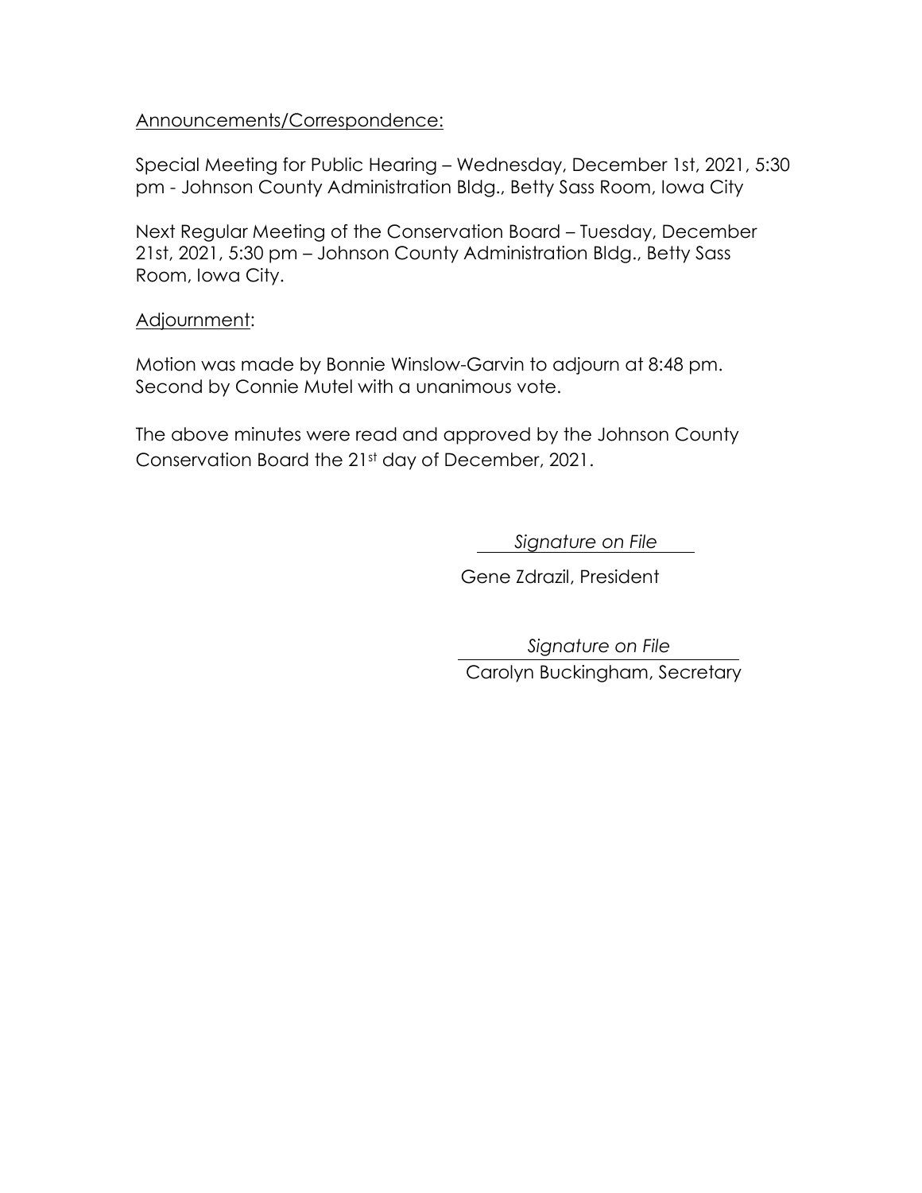Announcements/Correspondence:

Special Meeting for Public Hearing – Wednesday, December 1st, 2021, 5:30 pm - Johnson County Administration Bldg., Betty Sass Room, Iowa City

Next Regular Meeting of the Conservation Board – Tuesday, December 21st, 2021, 5:30 pm – Johnson County Administration Bldg., Betty Sass Room, Iowa City.

Adjournment:

Motion was made by Bonnie Winslow-Garvin to adjourn at 8:48 pm. Second by Connie Mutel with a unanimous vote.

The above minutes were read and approved by the Johnson County Conservation Board the 21st day of December, 2021.

*Signature on File*

Gene Zdrazil, President

*Signature on File*

Carolyn Buckingham, Secretary